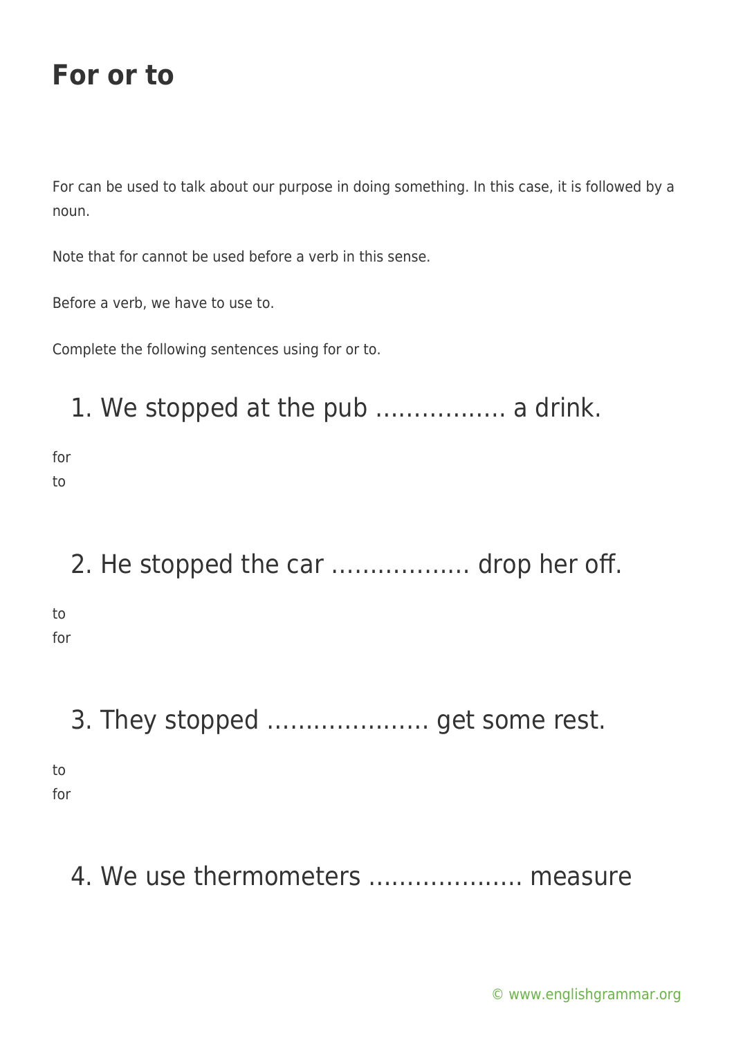# For or to

For can be used to talk about our purpose in doing something. In this case, it is followed by a noun.

Note that for cannot be used before a verb in this sense.

Before a verb, we have to use to.

Complete the following sentences using for or to.

## 1. We stopped at the pub …………….. a drink.

for
to

## 2. He stopped the car ……………… drop her off.

to
for

## 3. They stopped ………………… get some rest.

to
for

## 4. We use thermometers ………………. measure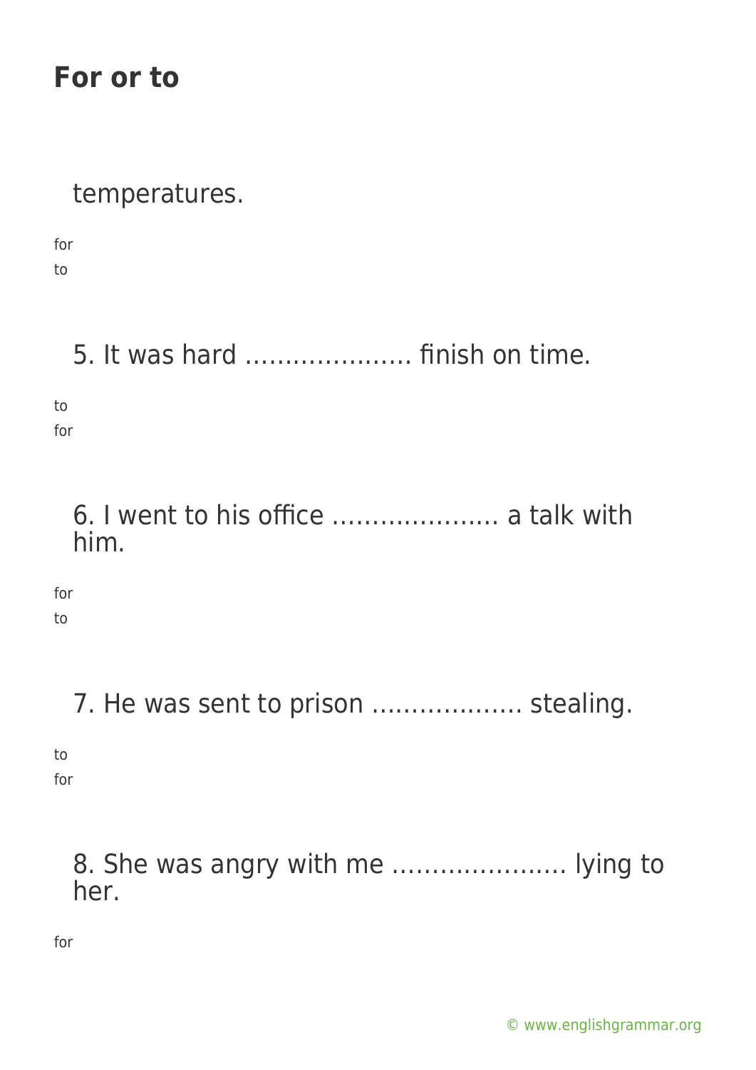# For or to

temperatures.

for
to

5. It was hard ………………… finish on time.

to
for

6. I went to his office ………………… a talk with him.

for
to

7. He was sent to prison ………………. stealing.

to
for

8. She was angry with me …………………. lying to her.

for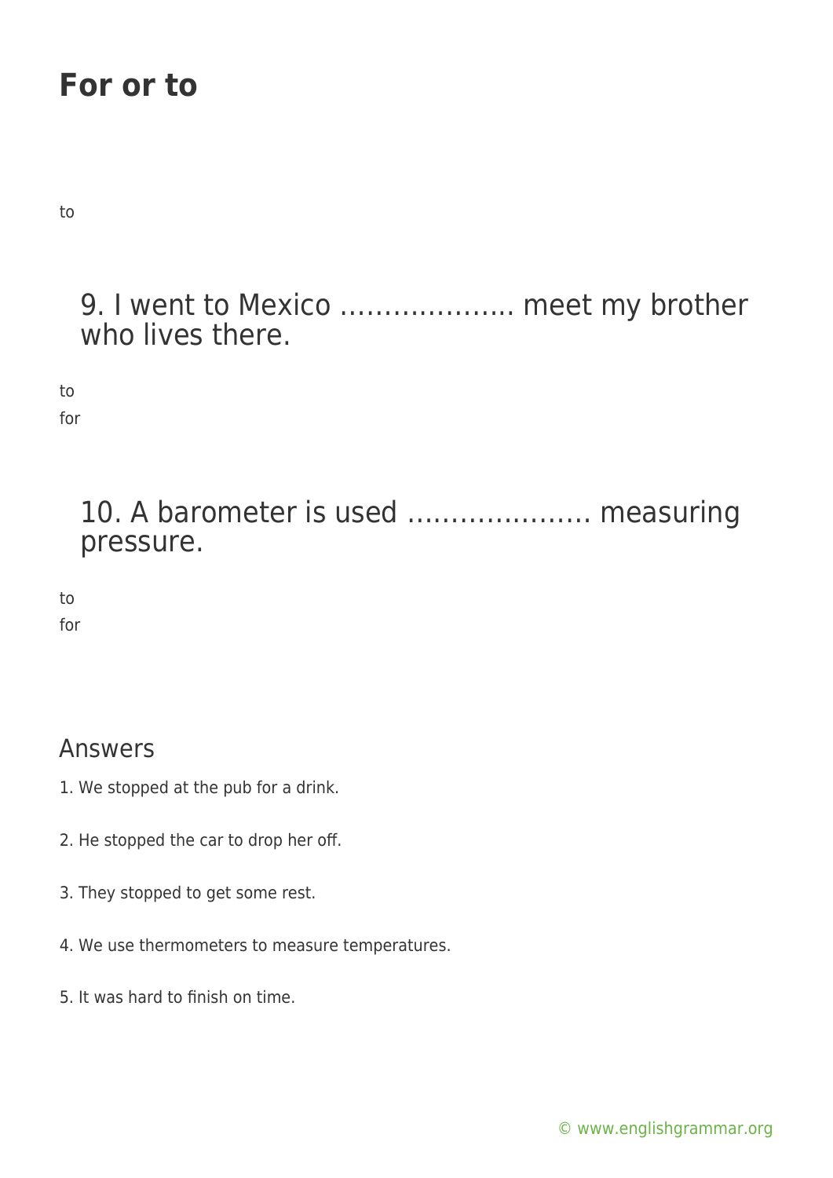# For or to

to

## 9. I went to Mexico ……………….. meet my brother who lives there.

to
for

## 10. A barometer is used ………………… measuring pressure.

to
for

## Answers

1. We stopped at the pub for a drink.

2. He stopped the car to drop her off.

3. They stopped to get some rest.

4. We use thermometers to measure temperatures.

5. It was hard to finish on time.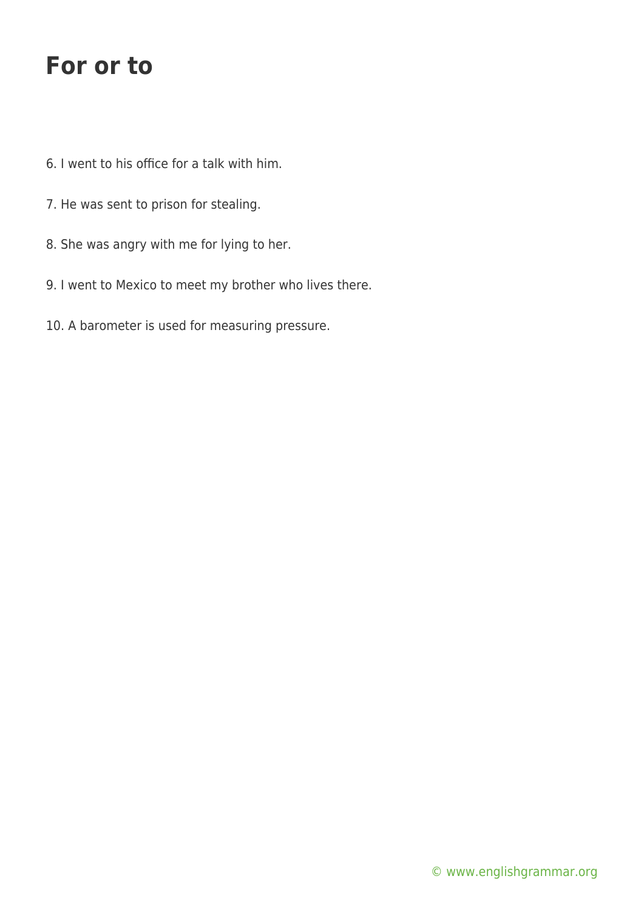# For or to

6. I went to his office for a talk with him.

7. He was sent to prison for stealing.

8. She was angry with me for lying to her.

9. I went to Mexico to meet my brother who lives there.

10. A barometer is used for measuring pressure.